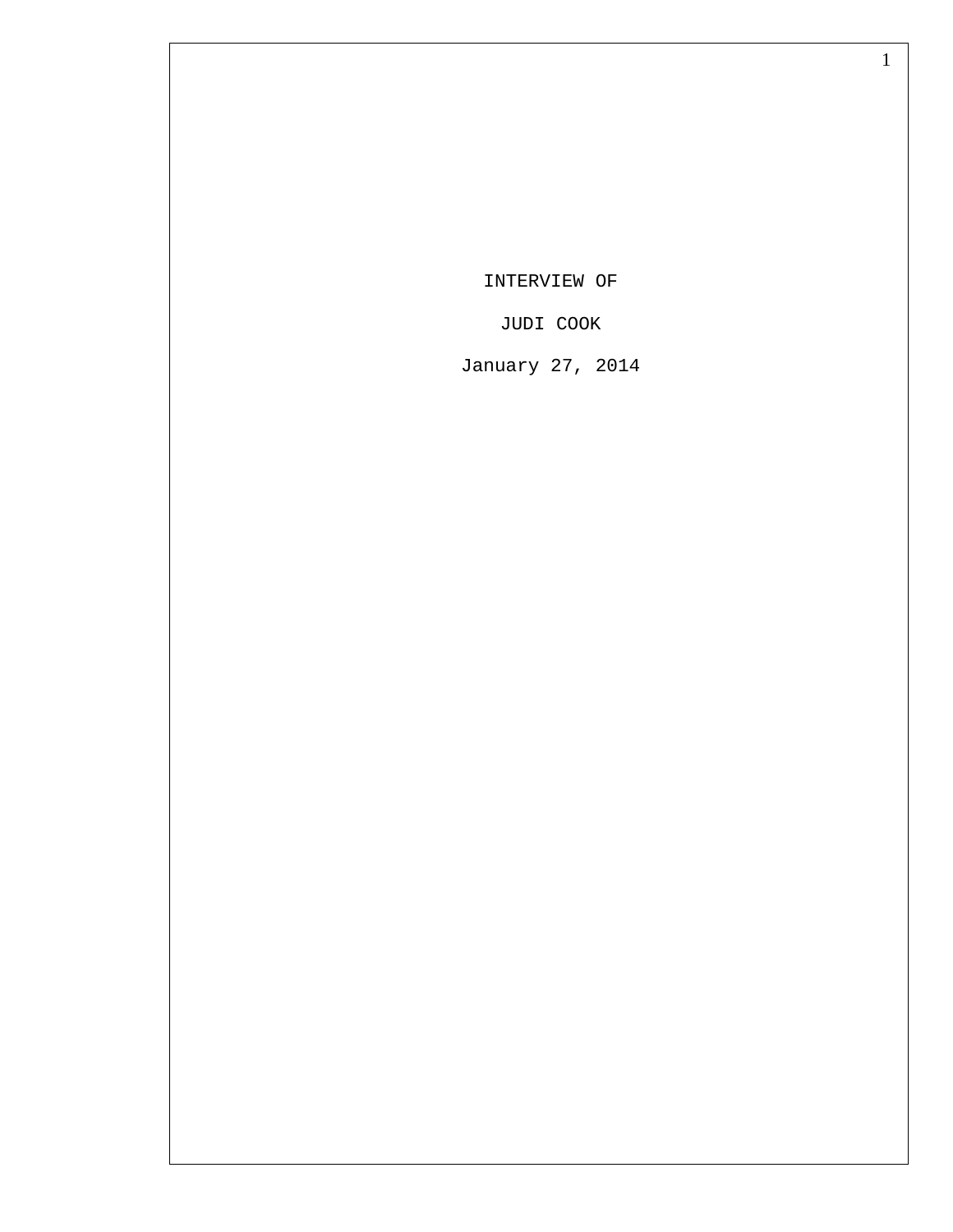INTERVIEW OF

JUDI COOK

January 27, 2014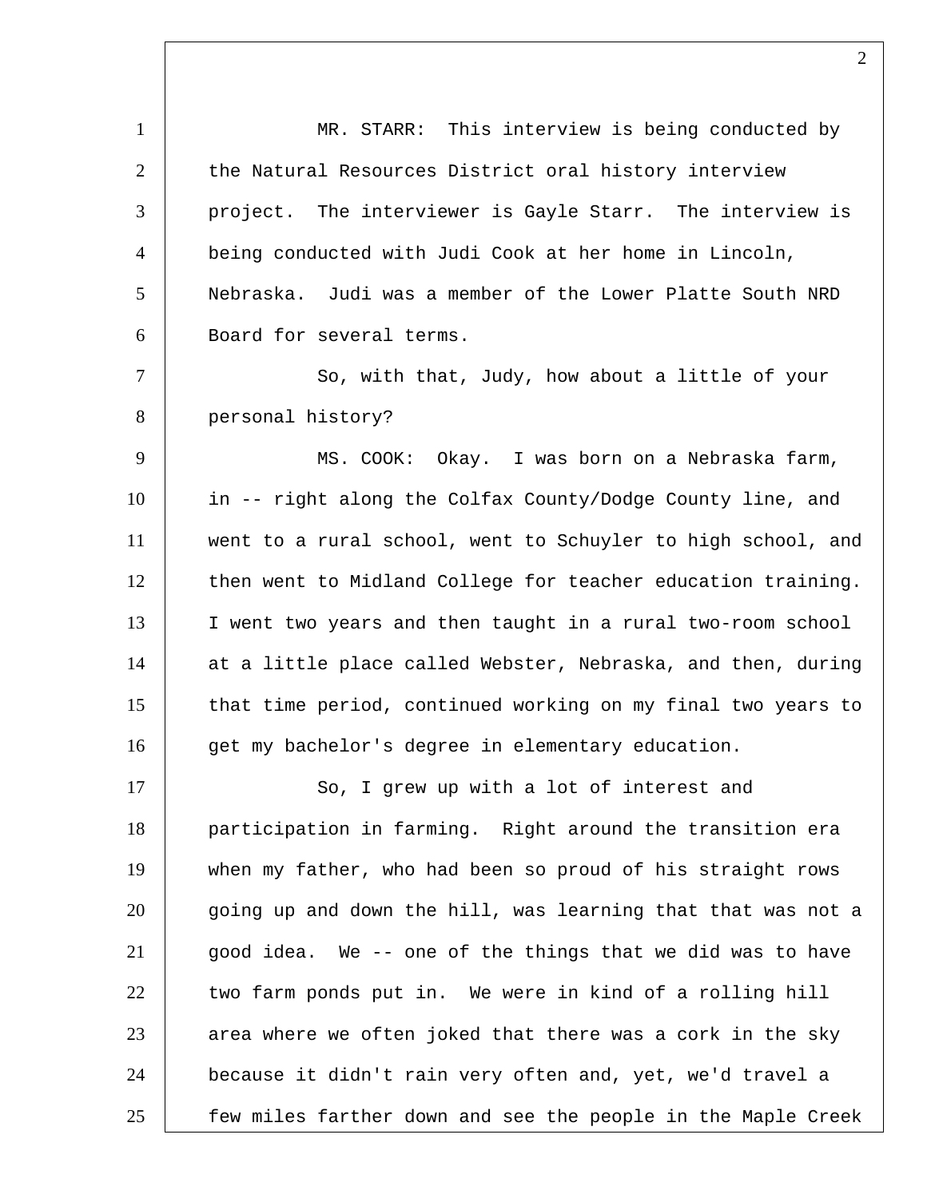MR. STARR: This interview is being conducted by the Natural Resources District oral history interview project. The interviewer is Gayle Starr. The interview is being conducted with Judi Cook at her home in Lincoln, Nebraska. Judi was a member of the Lower Platte South NRD Board for several terms.

So, with that, Judy, how about a little of your personal history?

MS. COOK: Okay. I was born on a Nebraska farm, in -- right along the Colfax County/Dodge County line, and went to a rural school, went to Schuyler to high school, and then went to Midland College for teacher education training. I went two years and then taught in a rural two-room school at a little place called Webster, Nebraska, and then, during that time period, continued working on my final two years to get my bachelor's degree in elementary education.

So, I grew up with a lot of interest and participation in farming. Right around the transition era when my father, who had been so proud of his straight rows going up and down the hill, was learning that that was not a good idea. We -- one of the things that we did was to have two farm ponds put in. We were in kind of a rolling hill area where we often joked that there was a cork in the sky because it didn't rain very often and, yet, we'd travel a few miles farther down and see the people in the Maple Creek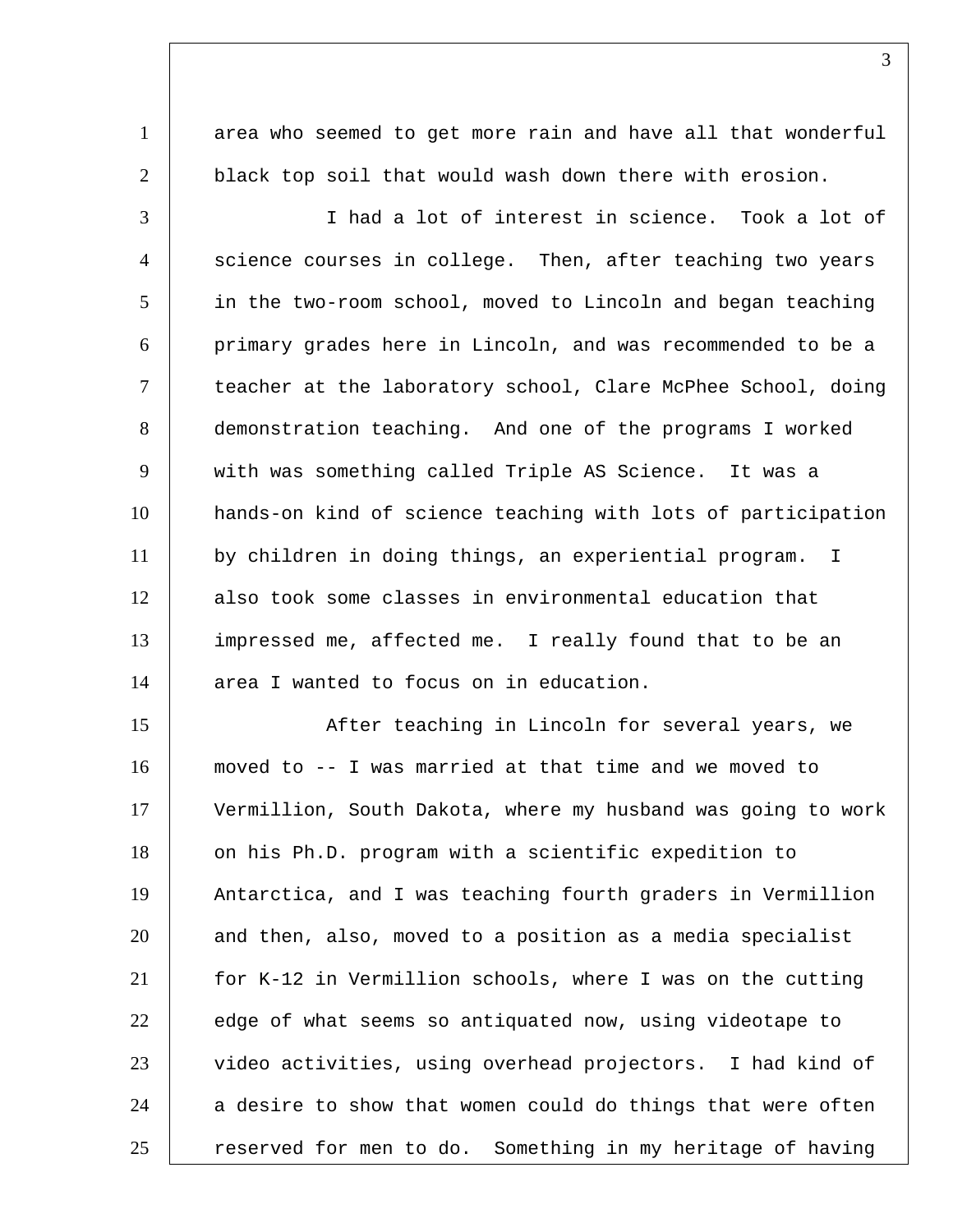area who seemed to get more rain and have all that wonderful black top soil that would wash down there with erosion.

I had a lot of interest in science. Took a lot of science courses in college. Then, after teaching two years in the two-room school, moved to Lincoln and began teaching primary grades here in Lincoln, and was recommended to be a teacher at the laboratory school, Clare McPhee School, doing demonstration teaching. And one of the programs I worked with was something called Triple AS Science. It was a hands-on kind of science teaching with lots of participation by children in doing things, an experiential program. I also took some classes in environmental education that impressed me, affected me. I really found that to be an area I wanted to focus on in education.

After teaching in Lincoln for several years, we moved to -- I was married at that time and we moved to Vermillion, South Dakota, where my husband was going to work on his Ph.D. program with a scientific expedition to Antarctica, and I was teaching fourth graders in Vermillion and then, also, moved to a position as a media specialist for K-12 in Vermillion schools, where I was on the cutting edge of what seems so antiquated now, using videotape to video activities, using overhead projectors. I had kind of a desire to show that women could do things that were often reserved for men to do. Something in my heritage of having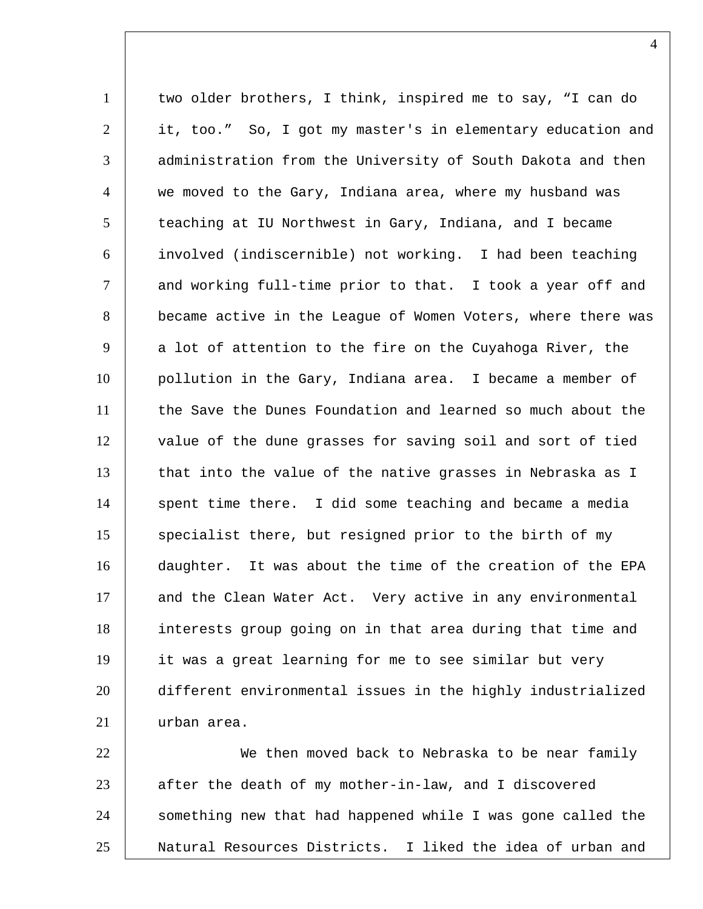two older brothers, I think, inspired me to say, "I can do it, too." So, I got my master's in elementary education and administration from the University of South Dakota and then we moved to the Gary, Indiana area, where my husband was teaching at IU Northwest in Gary, Indiana, and I became involved (indiscernible) not working. I had been teaching and working full-time prior to that. I took a year off and became active in the League of Women Voters, where there was a lot of attention to the fire on the Cuyahoga River, the pollution in the Gary, Indiana area. I became a member of the Save the Dunes Foundation and learned so much about the value of the dune grasses for saving soil and sort of tied that into the value of the native grasses in Nebraska as I spent time there. I did some teaching and became a media specialist there, but resigned prior to the birth of my daughter. It was about the time of the creation of the EPA and the Clean Water Act. Very active in any environmental interests group going on in that area during that time and it was a great learning for me to see similar but very different environmental issues in the highly industrialized urban area.

We then moved back to Nebraska to be near family after the death of my mother-in-law, and I discovered something new that had happened while I was gone called the Natural Resources Districts. I liked the idea of urban and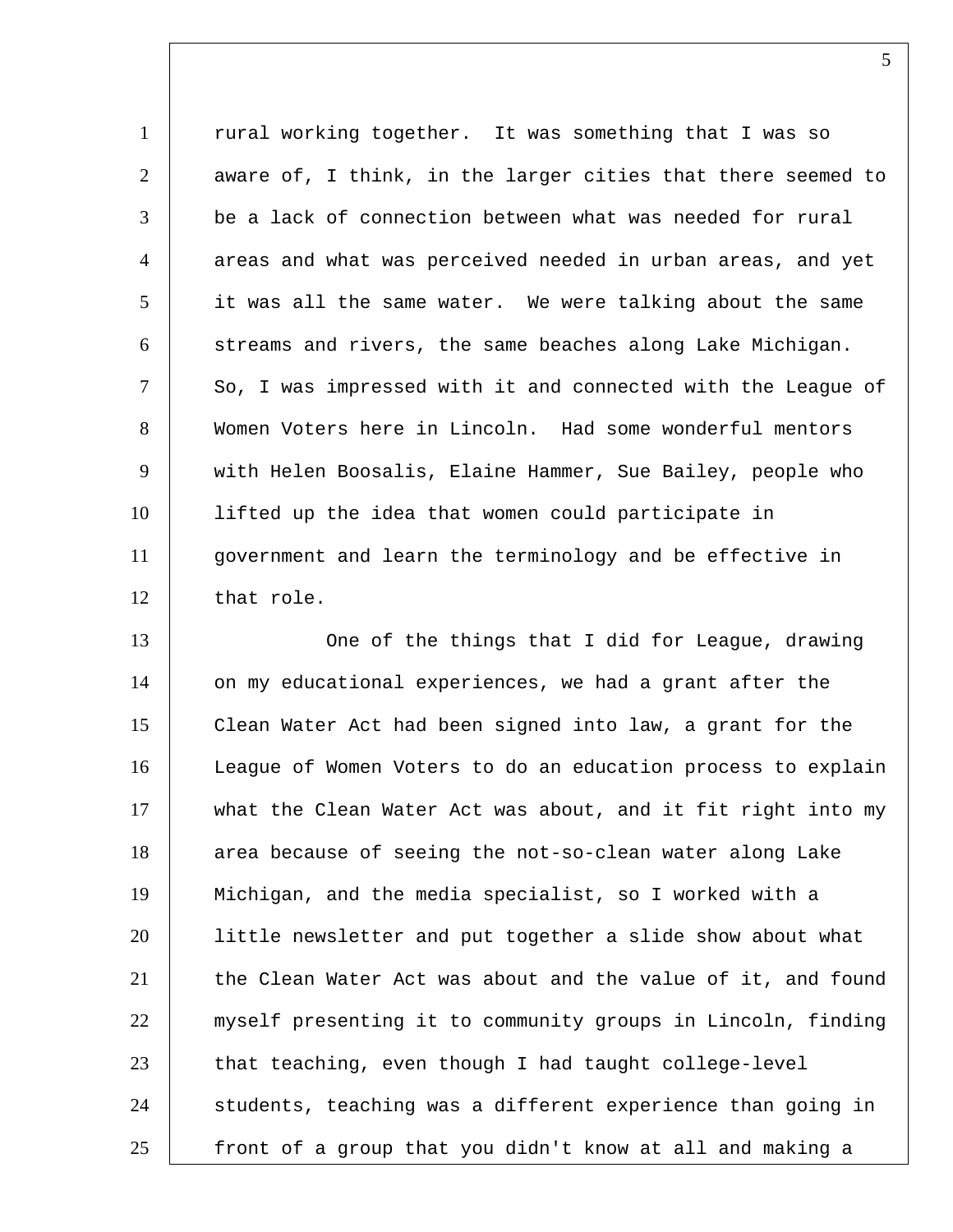rural working together. It was something that I was so aware of, I think, in the larger cities that there seemed to be a lack of connection between what was needed for rural areas and what was perceived needed in urban areas, and yet it was all the same water. We were talking about the same streams and rivers, the same beaches along Lake Michigan. So, I was impressed with it and connected with the League of Women Voters here in Lincoln. Had some wonderful mentors with Helen Boosalis, Elaine Hammer, Sue Bailey, people who lifted up the idea that women could participate in government and learn the terminology and be effective in that role.

One of the things that I did for League, drawing on my educational experiences, we had a grant after the Clean Water Act had been signed into law, a grant for the League of Women Voters to do an education process to explain what the Clean Water Act was about, and it fit right into my area because of seeing the not-so-clean water along Lake Michigan, and the media specialist, so I worked with a little newsletter and put together a slide show about what the Clean Water Act was about and the value of it, and found myself presenting it to community groups in Lincoln, finding that teaching, even though I had taught college-level students, teaching was a different experience than going in front of a group that you didn't know at all and making a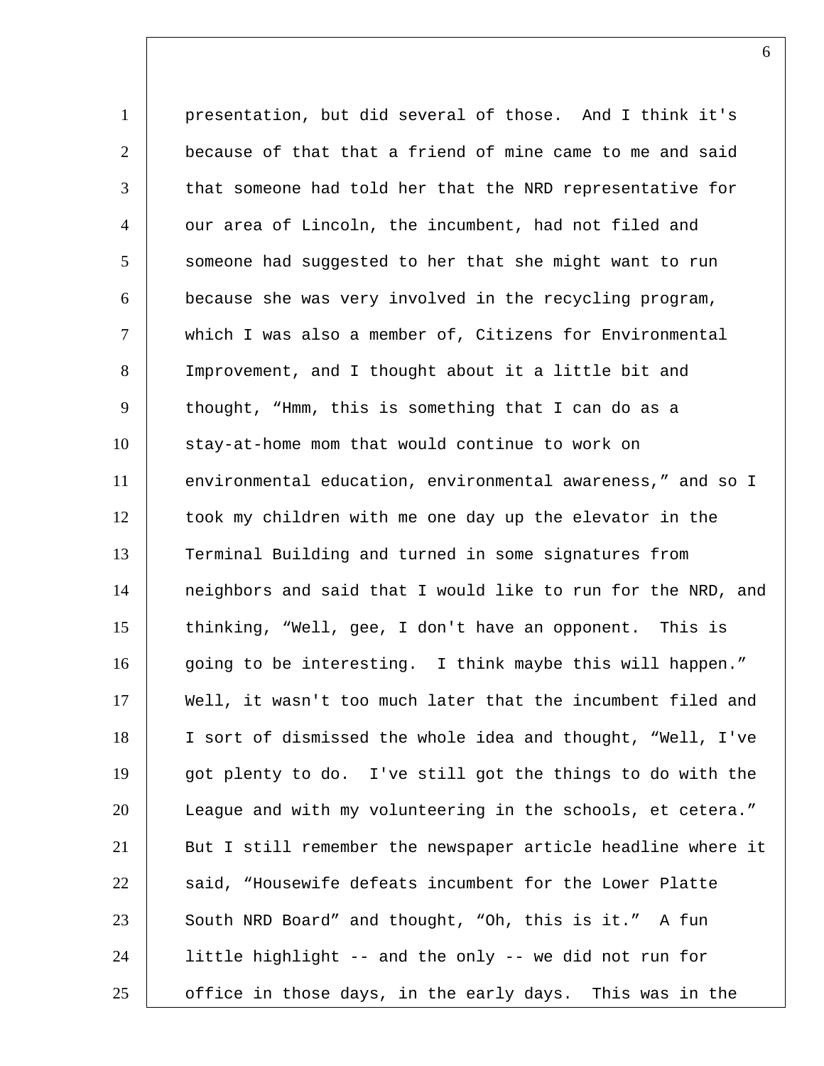presentation, but did several of those. And I think it's because of that that a friend of mine came to me and said that someone had told her that the NRD representative for our area of Lincoln, the incumbent, had not filed and someone had suggested to her that she might want to run because she was very involved in the recycling program, which I was also a member of, Citizens for Environmental Improvement, and I thought about it a little bit and thought, “Hmm, this is something that I can do as a stay-at-home mom that would continue to work on environmental education, environmental awareness,” and so I took my children with me one day up the elevator in the Terminal Building and turned in some signatures from neighbors and said that I would like to run for the NRD, and thinking, “Well, gee, I don't have an opponent. This is going to be interesting. I think maybe this will happen.” Well, it wasn't too much later that the incumbent filed and I sort of dismissed the whole idea and thought, “Well, I've got plenty to do. I've still got the things to do with the League and with my volunteering in the schools, et cetera.” But I still remember the newspaper article headline where it said, “Housewife defeats incumbent for the Lower Platte South NRD Board” and thought, “Oh, this is it.” A fun little highlight -- and the only -- we did not run for office in those days, in the early days. This was in the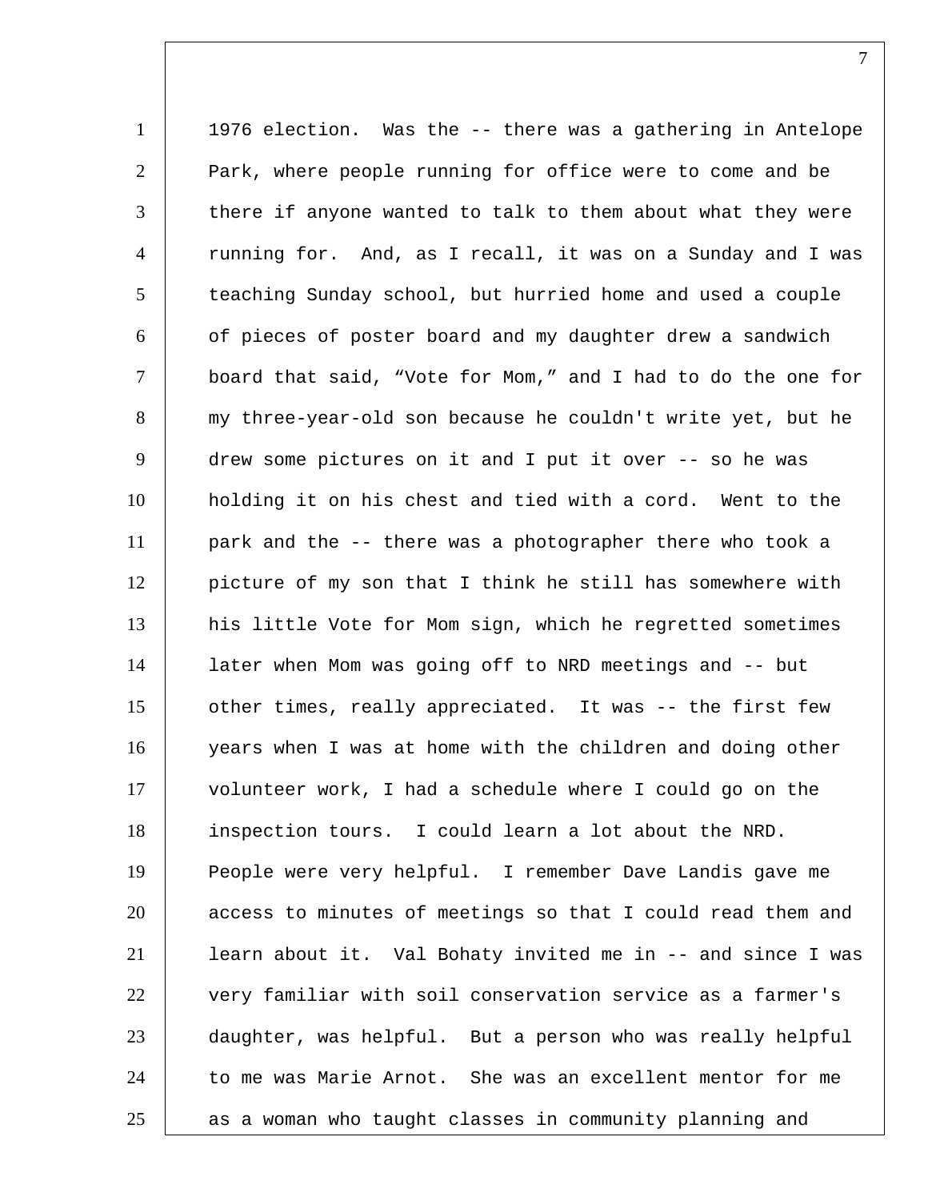1976 election. Was the -- there was a gathering in Antelope Park, where people running for office were to come and be there if anyone wanted to talk to them about what they were running for. And, as I recall, it was on a Sunday and I was teaching Sunday school, but hurried home and used a couple of pieces of poster board and my daughter drew a sandwich board that said, “Vote for Mom,” and I had to do the one for my three-year-old son because he couldn't write yet, but he drew some pictures on it and I put it over -- so he was holding it on his chest and tied with a cord. Went to the park and the -- there was a photographer there who took a picture of my son that I think he still has somewhere with his little Vote for Mom sign, which he regretted sometimes later when Mom was going off to NRD meetings and -- but other times, really appreciated. It was -- the first few years when I was at home with the children and doing other volunteer work, I had a schedule where I could go on the inspection tours. I could learn a lot about the NRD. People were very helpful. I remember Dave Landis gave me access to minutes of meetings so that I could read them and learn about it. Val Bohaty invited me in -- and since I was very familiar with soil conservation service as a farmer's daughter, was helpful. But a person who was really helpful to me was Marie Arnot. She was an excellent mentor for me as a woman who taught classes in community planning and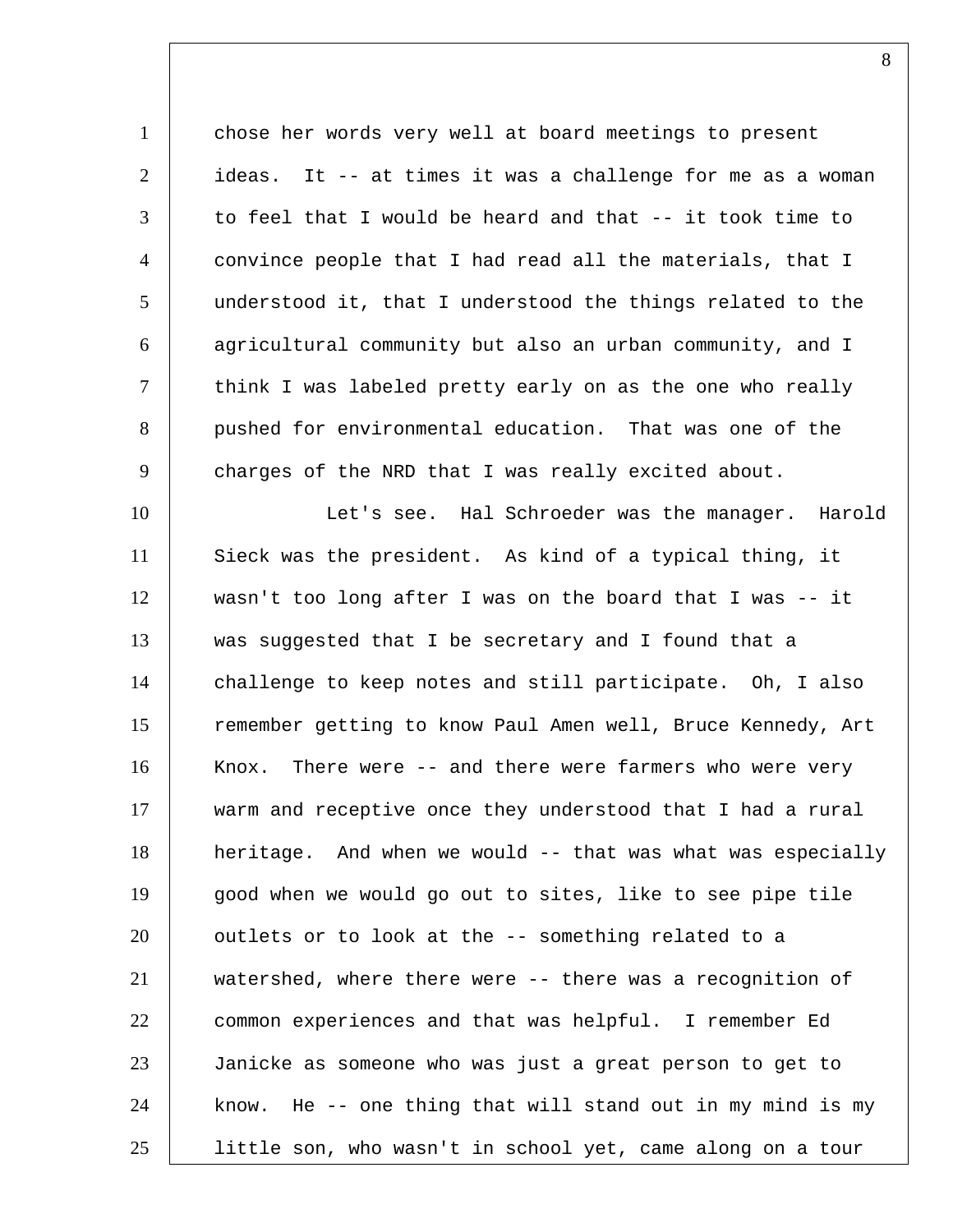chose her words very well at board meetings to present ideas. It -- at times it was a challenge for me as a woman to feel that I would be heard and that -- it took time to convince people that I had read all the materials, that I understood it, that I understood the things related to the agricultural community but also an urban community, and I think I was labeled pretty early on as the one who really pushed for environmental education. That was one of the charges of the NRD that I was really excited about.

Let's see. Hal Schroeder was the manager. Harold Sieck was the president. As kind of a typical thing, it wasn't too long after I was on the board that I was -- it was suggested that I be secretary and I found that a challenge to keep notes and still participate. Oh, I also remember getting to know Paul Amen well, Bruce Kennedy, Art Knox. There were -- and there were farmers who were very warm and receptive once they understood that I had a rural heritage. And when we would -- that was what was especially good when we would go out to sites, like to see pipe tile outlets or to look at the -- something related to a watershed, where there were -- there was a recognition of common experiences and that was helpful. I remember Ed Janicke as someone who was just a great person to get to know. He -- one thing that will stand out in my mind is my little son, who wasn't in school yet, came along on a tour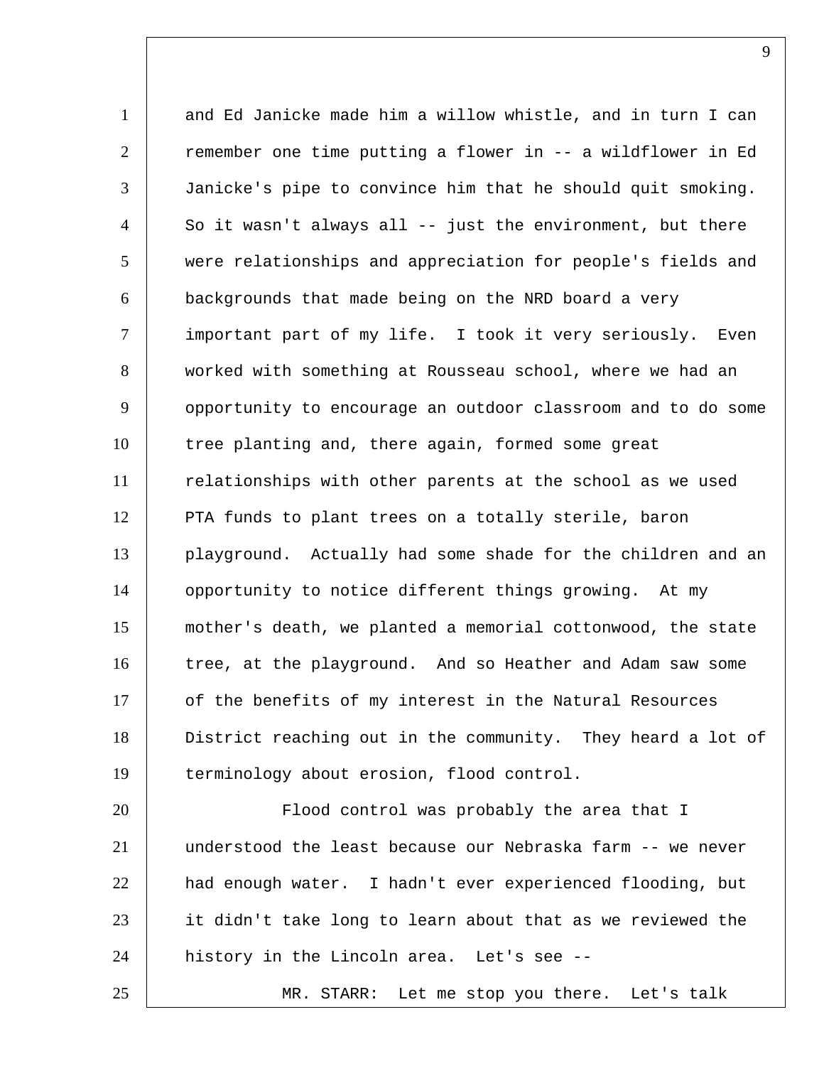and Ed Janicke made him a willow whistle, and in turn I can remember one time putting a flower in -- a wildflower in Ed Janicke's pipe to convince him that he should quit smoking. So it wasn't always all -- just the environment, but there were relationships and appreciation for people's fields and backgrounds that made being on the NRD board a very important part of my life. I took it very seriously. Even worked with something at Rousseau school, where we had an opportunity to encourage an outdoor classroom and to do some tree planting and, there again, formed some great relationships with other parents at the school as we used PTA funds to plant trees on a totally sterile, baron playground. Actually had some shade for the children and an opportunity to notice different things growing. At my mother's death, we planted a memorial cottonwood, the state tree, at the playground. And so Heather and Adam saw some of the benefits of my interest in the Natural Resources District reaching out in the community. They heard a lot of terminology about erosion, flood control.

Flood control was probably the area that I understood the least because our Nebraska farm -- we never had enough water. I hadn't ever experienced flooding, but it didn't take long to learn about that as we reviewed the history in the Lincoln area. Let's see --

MR. STARR: Let me stop you there. Let's talk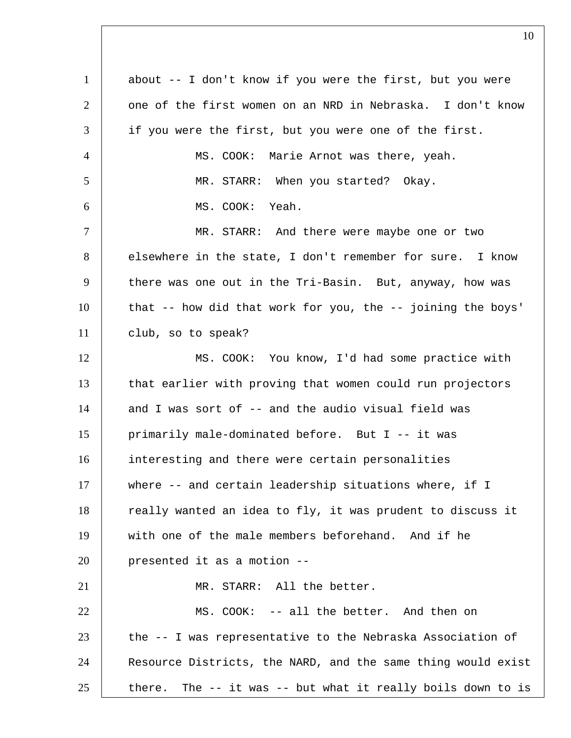about -- I don't know if you were the first, but you were one of the first women on an NRD in Nebraska. I don't know if you were the first, but you were one of the first.

MS. COOK: Marie Arnot was there, yeah.

MR. STARR: When you started? Okay.

MS. COOK: Yeah.

MR. STARR: And there were maybe one or two elsewhere in the state, I don't remember for sure. I know there was one out in the Tri-Basin. But, anyway, how was that -- how did that work for you, the -- joining the boys' club, so to speak?

MS. COOK: You know, I'd had some practice with that earlier with proving that women could run projectors and I was sort of -- and the audio visual field was primarily male-dominated before. But I -- it was interesting and there were certain personalities where -- and certain leadership situations where, if I really wanted an idea to fly, it was prudent to discuss it with one of the male members beforehand. And if he presented it as a motion --

MR. STARR: All the better.

MS. COOK: -- all the better. And then on the -- I was representative to the Nebraska Association of Resource Districts, the NARD, and the same thing would exist there. The -- it was -- but what it really boils down to is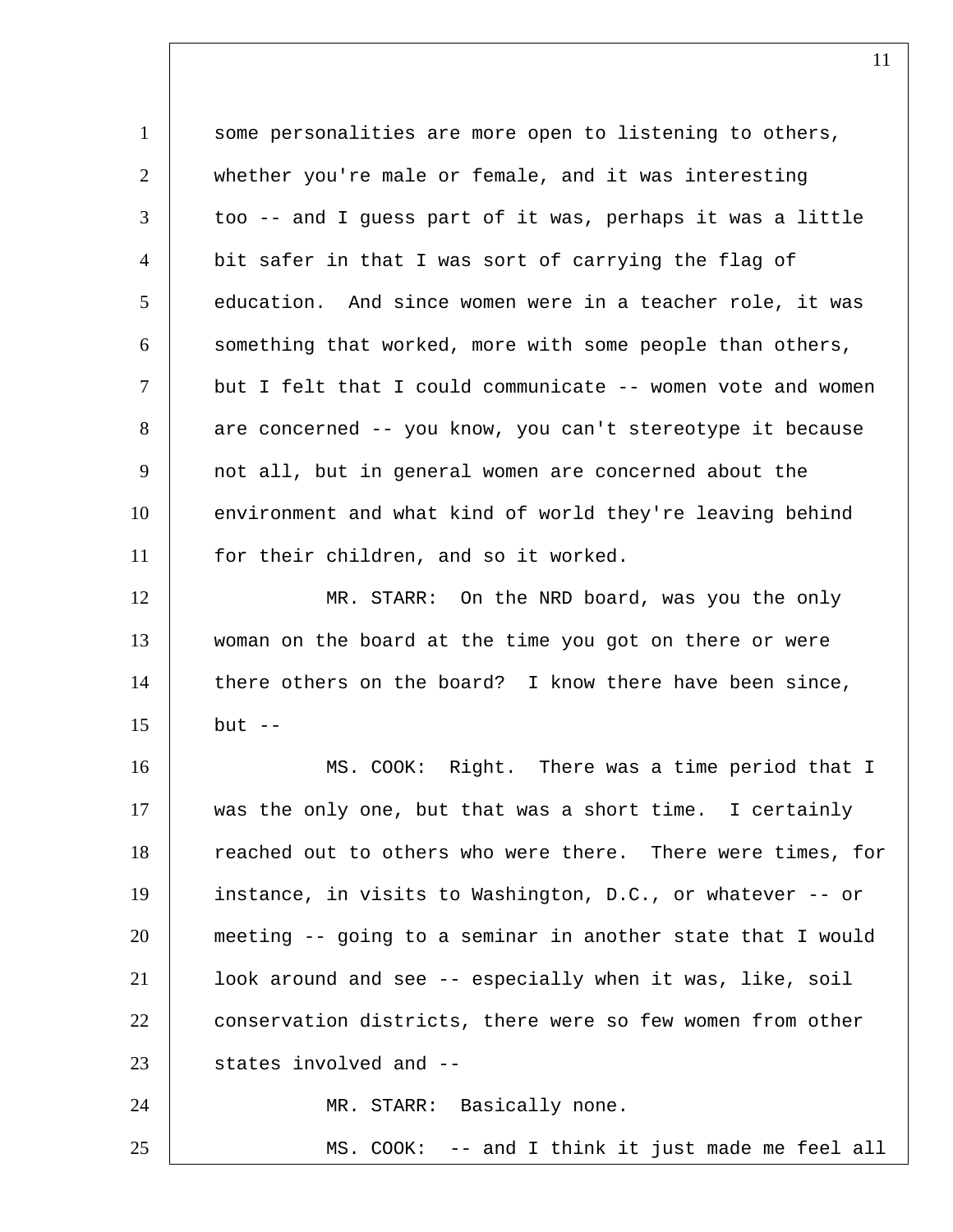some personalities are more open to listening to others, whether you're male or female, and it was interesting too -- and I guess part of it was, perhaps it was a little bit safer in that I was sort of carrying the flag of education. And since women were in a teacher role, it was something that worked, more with some people than others, but I felt that I could communicate -- women vote and women are concerned -- you know, you can't stereotype it because not all, but in general women are concerned about the environment and what kind of world they're leaving behind for their children, and so it worked.

MR. STARR: On the NRD board, was you the only woman on the board at the time you got on there or were there others on the board? I know there have been since, but --

MS. COOK: Right. There was a time period that I was the only one, but that was a short time. I certainly reached out to others who were there. There were times, for instance, in visits to Washington, D.C., or whatever -- or meeting -- going to a seminar in another state that I would look around and see -- especially when it was, like, soil conservation districts, there were so few women from other states involved and --

MR. STARR: Basically none.

MS. COOK: -- and I think it just made me feel all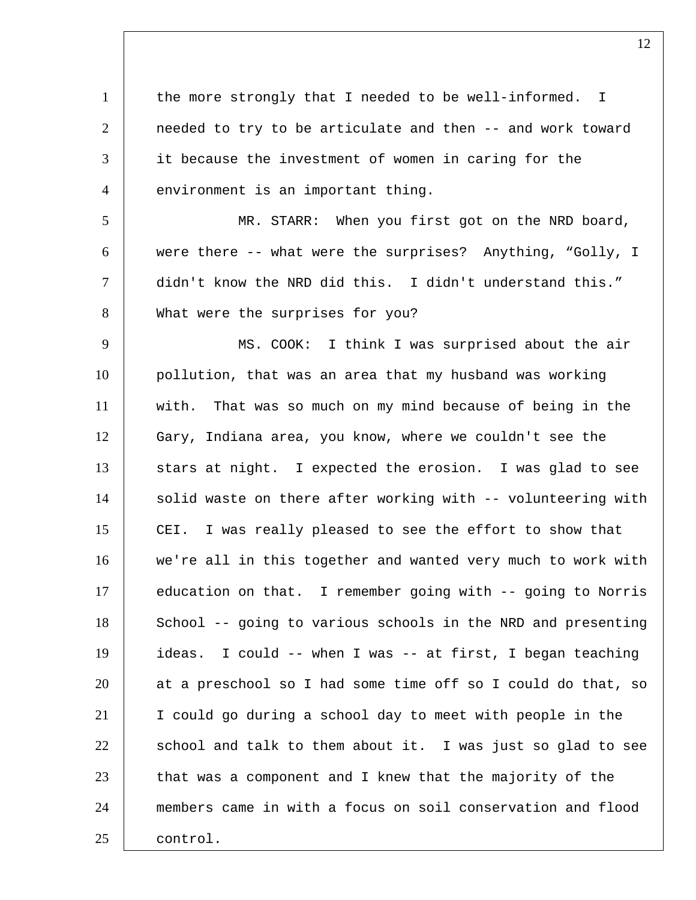the more strongly that I needed to be well-informed. I needed to try to be articulate and then -- and work toward it because the investment of women in caring for the environment is an important thing.

MR. STARR: When you first got on the NRD board, were there -- what were the surprises? Anything, “Golly, I didn't know the NRD did this. I didn't understand this.” What were the surprises for you?

MS. COOK: I think I was surprised about the air pollution, that was an area that my husband was working with. That was so much on my mind because of being in the Gary, Indiana area, you know, where we couldn't see the stars at night. I expected the erosion. I was glad to see solid waste on there after working with -- volunteering with CEI. I was really pleased to see the effort to show that we're all in this together and wanted very much to work with education on that. I remember going with -- going to Norris School -- going to various schools in the NRD and presenting ideas. I could -- when I was -- at first, I began teaching at a preschool so I had some time off so I could do that, so I could go during a school day to meet with people in the school and talk to them about it. I was just so glad to see that was a component and I knew that the majority of the members came in with a focus on soil conservation and flood control.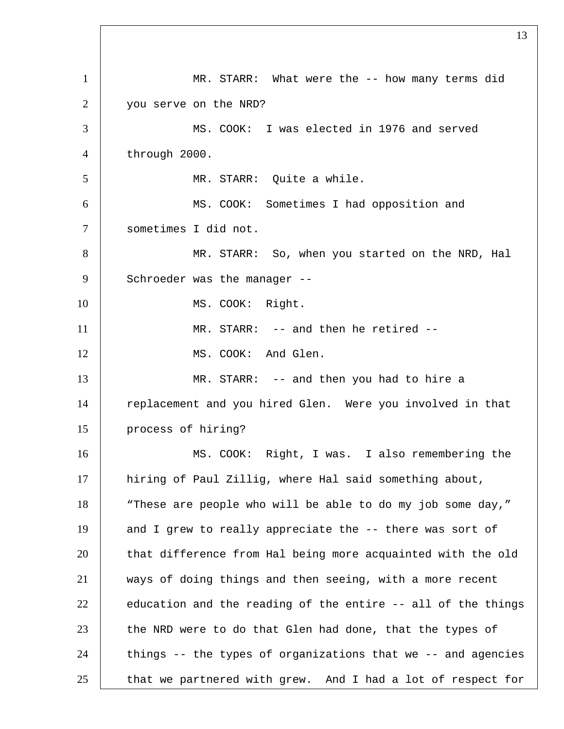MR. STARR: What were the -- how many terms did you serve on the NRD?

MS. COOK: I was elected in 1976 and served through 2000.

MR. STARR: Quite a while.

MS. COOK: Sometimes I had opposition and sometimes I did not.

MR. STARR: So, when you started on the NRD, Hal Schroeder was the manager --

MS. COOK: Right.

MR. STARR: -- and then he retired --

MS. COOK: And Glen.

MR. STARR: -- and then you had to hire a replacement and you hired Glen. Were you involved in that process of hiring?

MS. COOK: Right, I was. I also remembering the hiring of Paul Zillig, where Hal said something about, "These are people who will be able to do my job some day," and I grew to really appreciate the -- there was sort of that difference from Hal being more acquainted with the old ways of doing things and then seeing, with a more recent education and the reading of the entire -- all of the things the NRD were to do that Glen had done, that the types of things -- the types of organizations that we -- and agencies that we partnered with grew. And I had a lot of respect for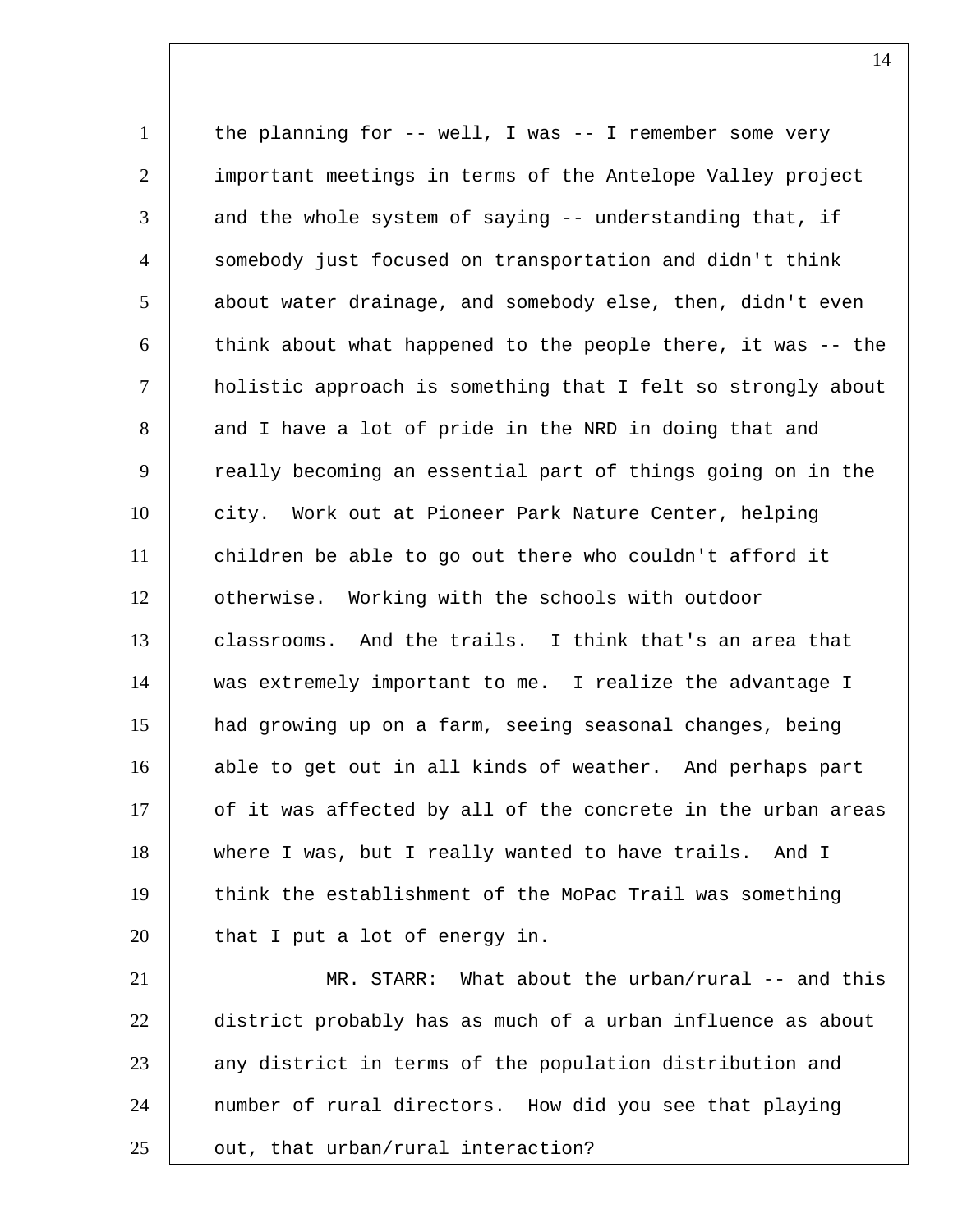the planning for -- well, I was -- I remember some very important meetings in terms of the Antelope Valley project and the whole system of saying -- understanding that, if somebody just focused on transportation and didn't think about water drainage, and somebody else, then, didn't even think about what happened to the people there, it was -- the holistic approach is something that I felt so strongly about and I have a lot of pride in the NRD in doing that and really becoming an essential part of things going on in the city. Work out at Pioneer Park Nature Center, helping children be able to go out there who couldn't afford it otherwise. Working with the schools with outdoor classrooms. And the trails. I think that's an area that was extremely important to me. I realize the advantage I had growing up on a farm, seeing seasonal changes, being able to get out in all kinds of weather. And perhaps part of it was affected by all of the concrete in the urban areas where I was, but I really wanted to have trails. And I think the establishment of the MoPac Trail was something that I put a lot of energy in.

MR. STARR: What about the urban/rural -- and this district probably has as much of a urban influence as about any district in terms of the population distribution and number of rural directors. How did you see that playing out, that urban/rural interaction?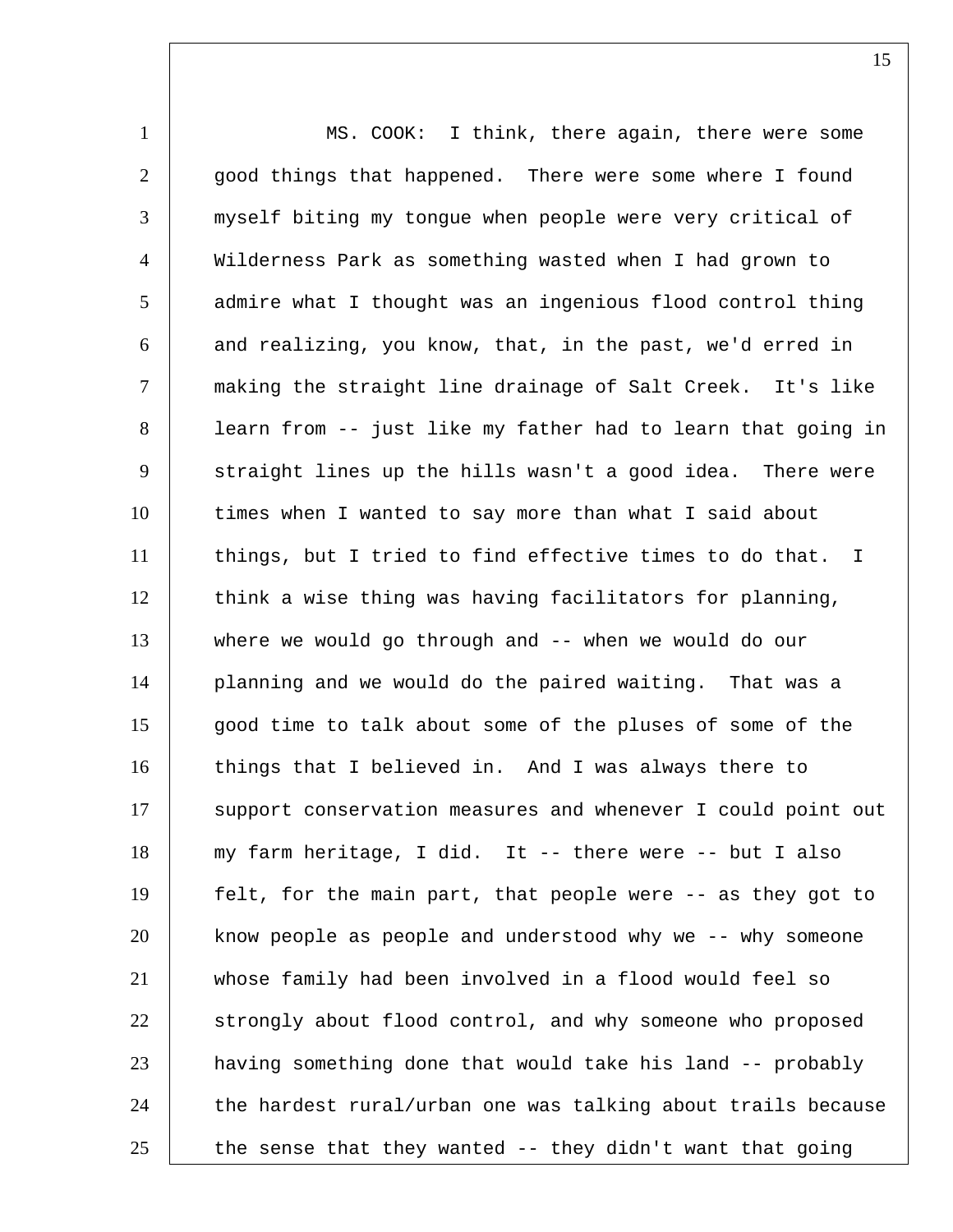MS. COOK: I think, there again, there were some good things that happened. There were some where I found myself biting my tongue when people were very critical of Wilderness Park as something wasted when I had grown to admire what I thought was an ingenious flood control thing and realizing, you know, that, in the past, we'd erred in making the straight line drainage of Salt Creek. It's like learn from -- just like my father had to learn that going in straight lines up the hills wasn't a good idea. There were times when I wanted to say more than what I said about things, but I tried to find effective times to do that. I think a wise thing was having facilitators for planning, where we would go through and -- when we would do our planning and we would do the paired waiting. That was a good time to talk about some of the pluses of some of the things that I believed in. And I was always there to support conservation measures and whenever I could point out my farm heritage, I did. It -- there were -- but I also felt, for the main part, that people were -- as they got to know people as people and understood why we -- why someone whose family had been involved in a flood would feel so strongly about flood control, and why someone who proposed having something done that would take his land -- probably the hardest rural/urban one was talking about trails because the sense that they wanted -- they didn't want that going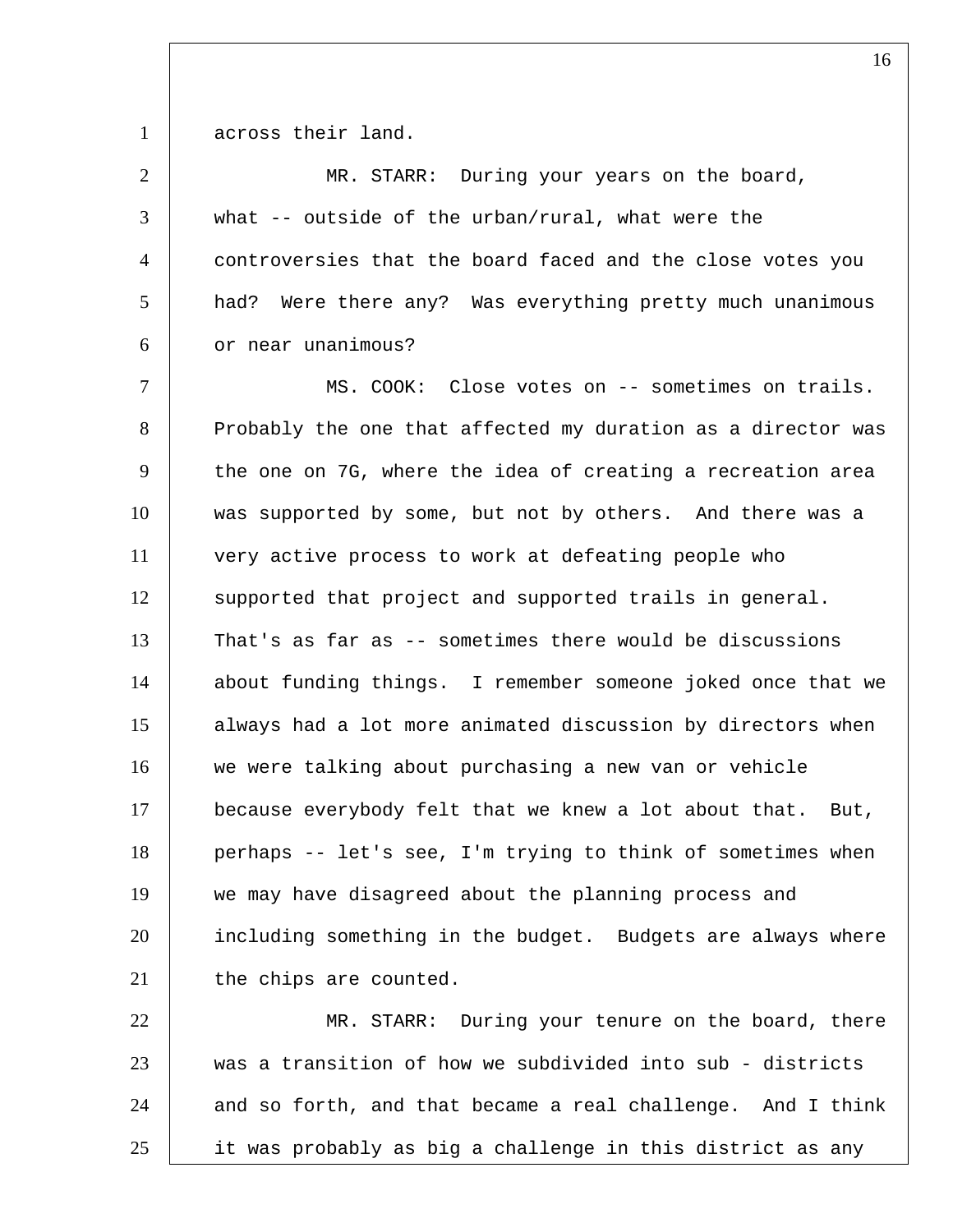across their land.

MR. STARR: During your years on the board, what -- outside of the urban/rural, what were the controversies that the board faced and the close votes you had? Were there any? Was everything pretty much unanimous or near unanimous?

MS. COOK: Close votes on -- sometimes on trails. Probably the one that affected my duration as a director was the one on 7G, where the idea of creating a recreation area was supported by some, but not by others. And there was a very active process to work at defeating people who supported that project and supported trails in general. That's as far as -- sometimes there would be discussions about funding things. I remember someone joked once that we always had a lot more animated discussion by directors when we were talking about purchasing a new van or vehicle because everybody felt that we knew a lot about that. But, perhaps -- let's see, I'm trying to think of sometimes when we may have disagreed about the planning process and including something in the budget. Budgets are always where the chips are counted.

MR. STARR: During your tenure on the board, there was a transition of how we subdivided into sub - districts and so forth, and that became a real challenge. And I think it was probably as big a challenge in this district as any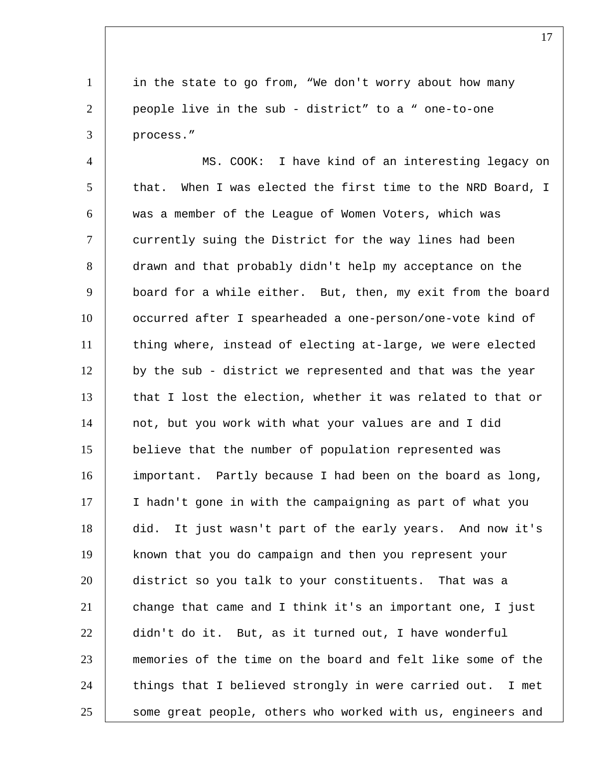in the state to go from, "We don't worry about how many people live in the sub - district" to a " one-to-one process."

MS. COOK: I have kind of an interesting legacy on that. When I was elected the first time to the NRD Board, I was a member of the League of Women Voters, which was currently suing the District for the way lines had been drawn and that probably didn't help my acceptance on the board for a while either. But, then, my exit from the board occurred after I spearheaded a one-person/one-vote kind of thing where, instead of electing at-large, we were elected by the sub - district we represented and that was the year that I lost the election, whether it was related to that or not, but you work with what your values are and I did believe that the number of population represented was important. Partly because I had been on the board as long, I hadn't gone in with the campaigning as part of what you did. It just wasn't part of the early years. And now it's known that you do campaign and then you represent your district so you talk to your constituents. That was a change that came and I think it's an important one, I just didn't do it. But, as it turned out, I have wonderful memories of the time on the board and felt like some of the things that I believed strongly in were carried out. I met some great people, others who worked with us, engineers and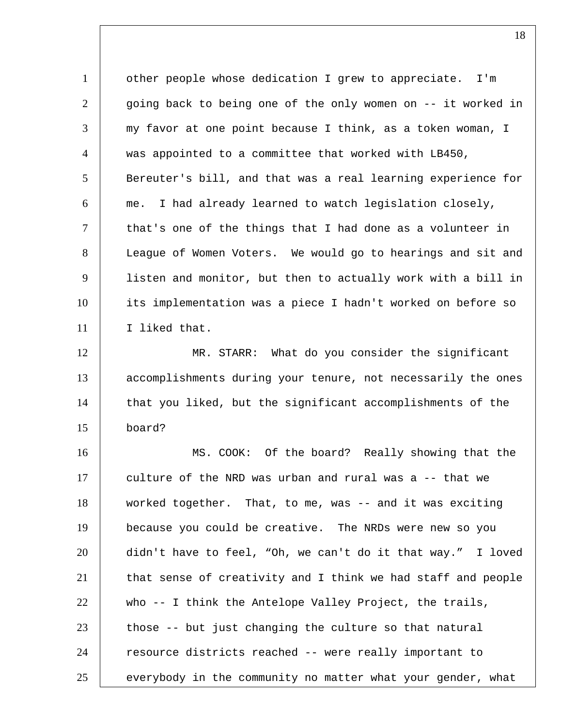other people whose dedication I grew to appreciate. I'm going back to being one of the only women on -- it worked in my favor at one point because I think, as a token woman, I was appointed to a committee that worked with LB450, Bereuter's bill, and that was a real learning experience for me. I had already learned to watch legislation closely, that's one of the things that I had done as a volunteer in League of Women Voters. We would go to hearings and sit and listen and monitor, but then to actually work with a bill in its implementation was a piece I hadn't worked on before so I liked that.

MR. STARR: What do you consider the significant accomplishments during your tenure, not necessarily the ones that you liked, but the significant accomplishments of the board?

MS. COOK: Of the board? Really showing that the culture of the NRD was urban and rural was a -- that we worked together. That, to me, was -- and it was exciting because you could be creative. The NRDs were new so you didn't have to feel, "Oh, we can't do it that way." I loved that sense of creativity and I think we had staff and people who -- I think the Antelope Valley Project, the trails, those -- but just changing the culture so that natural resource districts reached -- were really important to everybody in the community no matter what your gender, what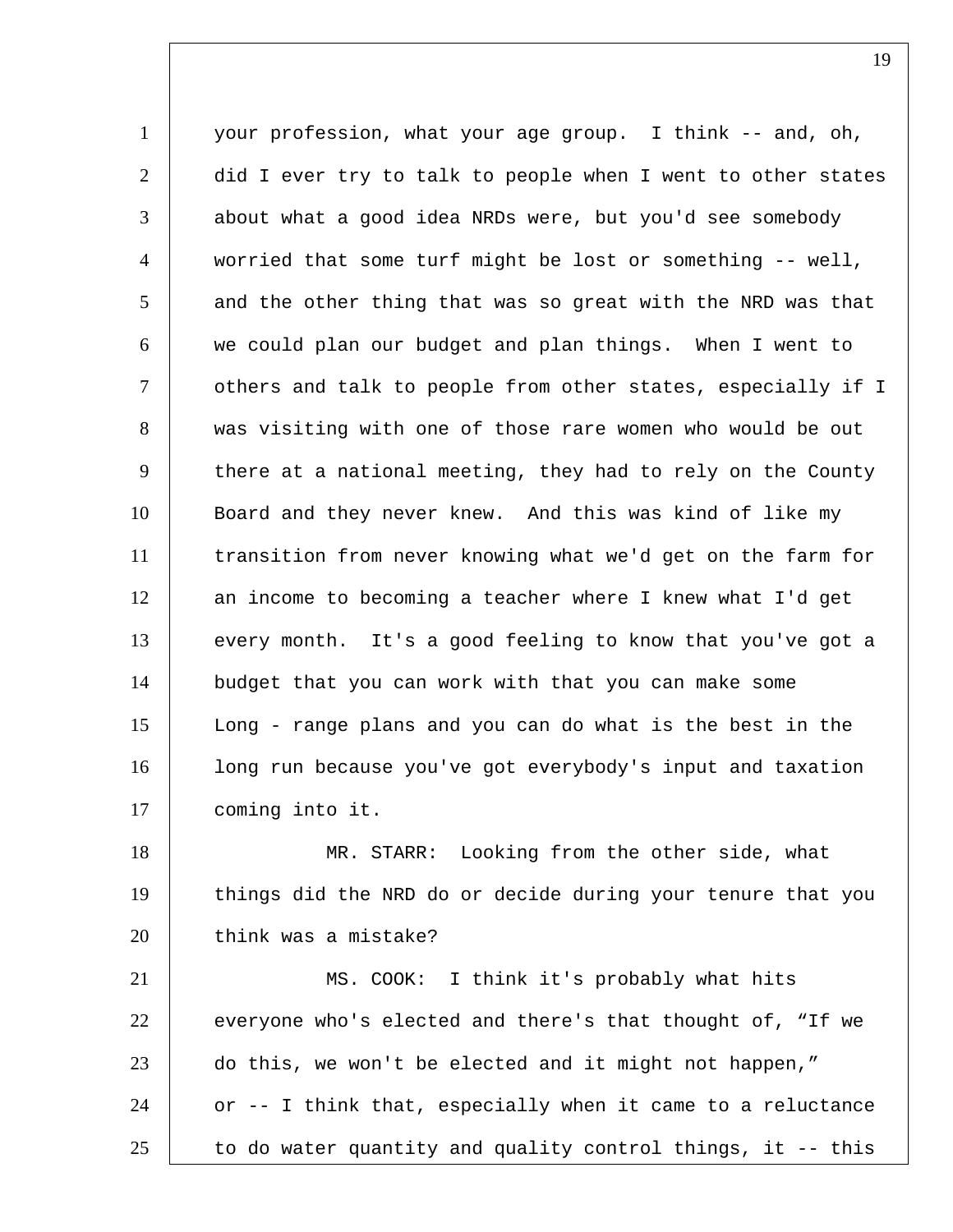your profession, what your age group. I think -- and, oh, did I ever try to talk to people when I went to other states about what a good idea NRDs were, but you'd see somebody worried that some turf might be lost or something -- well, and the other thing that was so great with the NRD was that we could plan our budget and plan things. When I went to others and talk to people from other states, especially if I was visiting with one of those rare women who would be out there at a national meeting, they had to rely on the County Board and they never knew. And this was kind of like my transition from never knowing what we'd get on the farm for an income to becoming a teacher where I knew what I'd get every month. It's a good feeling to know that you've got a budget that you can work with that you can make some Long - range plans and you can do what is the best in the long run because you've got everybody's input and taxation coming into it.

MR. STARR: Looking from the other side, what things did the NRD do or decide during your tenure that you think was a mistake?

MS. COOK: I think it's probably what hits everyone who's elected and there's that thought of, "If we do this, we won't be elected and it might not happen," or -- I think that, especially when it came to a reluctance to do water quantity and quality control things, it -- this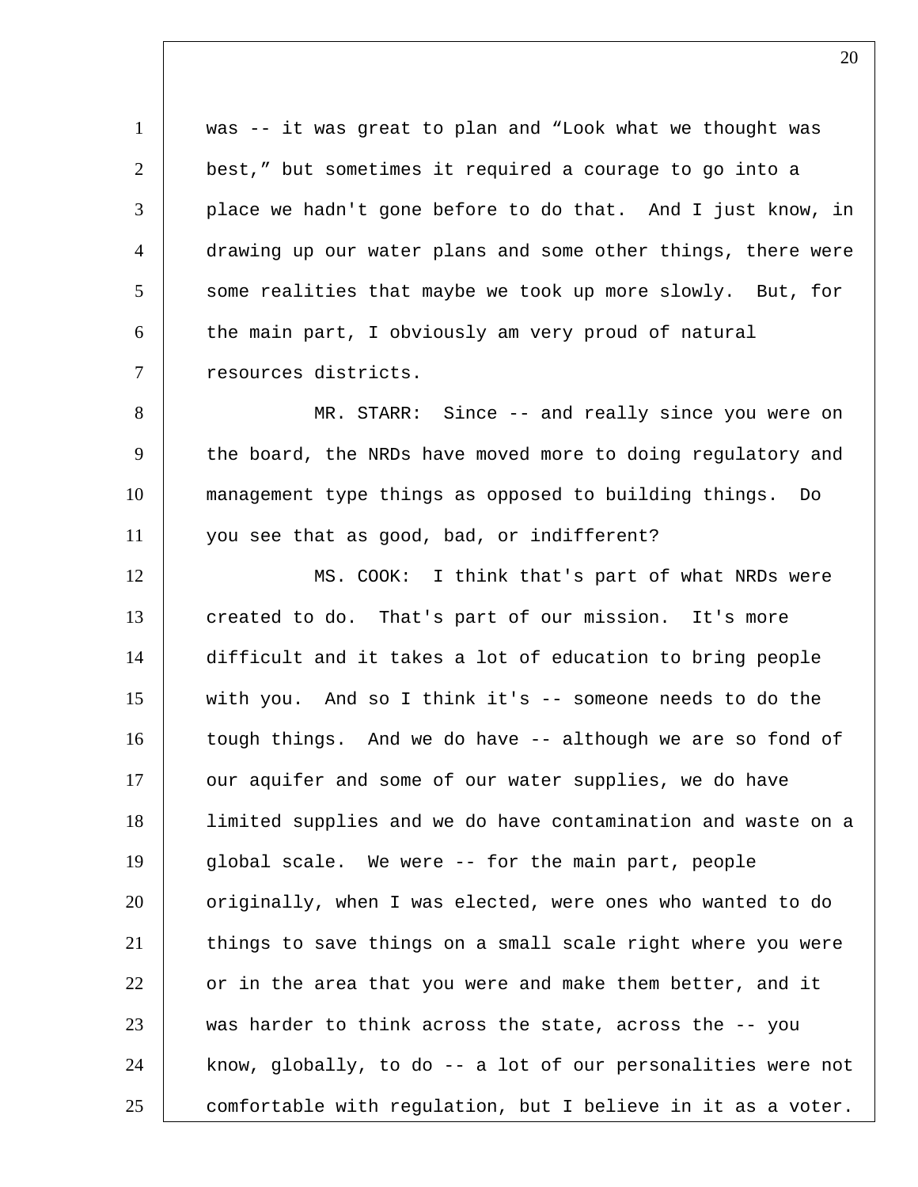was -- it was great to plan and “Look what we thought was best,” but sometimes it required a courage to go into a place we hadn't gone before to do that. And I just know, in drawing up our water plans and some other things, there were some realities that maybe we took up more slowly. But, for the main part, I obviously am very proud of natural resources districts.

MR. STARR: Since -- and really since you were on the board, the NRDs have moved more to doing regulatory and management type things as opposed to building things. Do you see that as good, bad, or indifferent?

MS. COOK: I think that's part of what NRDs were created to do. That's part of our mission. It's more difficult and it takes a lot of education to bring people with you. And so I think it's -- someone needs to do the tough things. And we do have -- although we are so fond of our aquifer and some of our water supplies, we do have limited supplies and we do have contamination and waste on a global scale. We were -- for the main part, people originally, when I was elected, were ones who wanted to do things to save things on a small scale right where you were or in the area that you were and make them better, and it was harder to think across the state, across the -- you know, globally, to do -- a lot of our personalities were not comfortable with regulation, but I believe in it as a voter.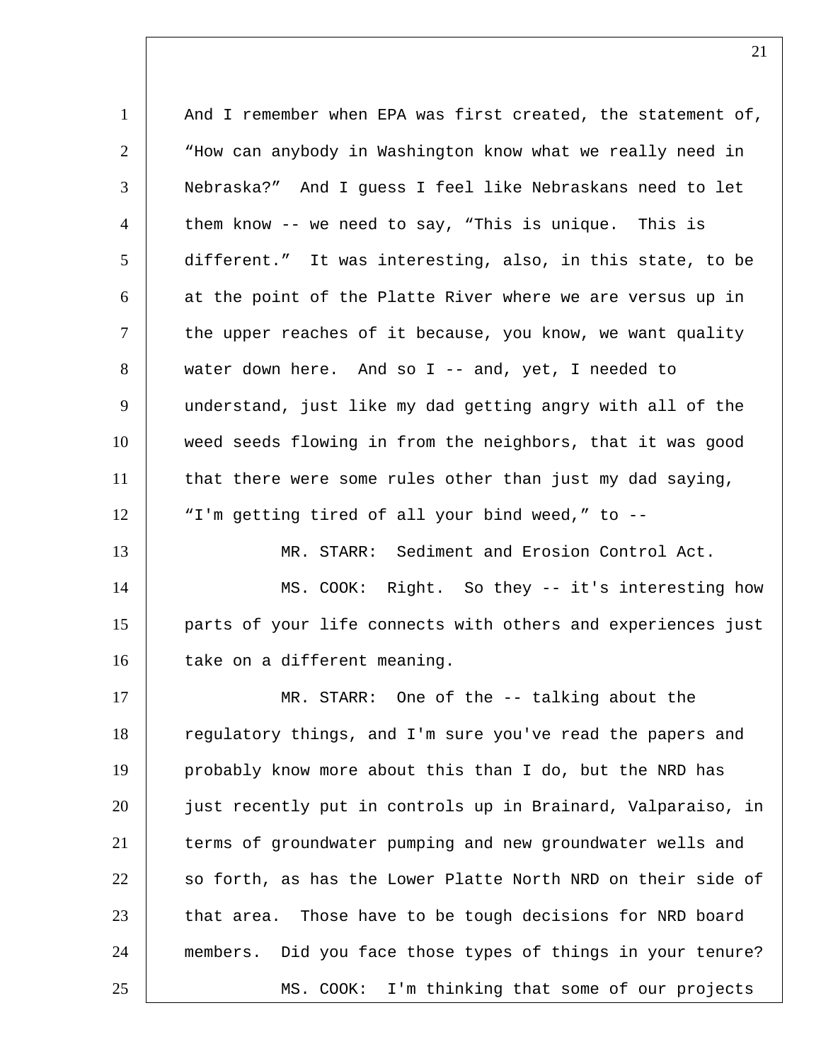And I remember when EPA was first created, the statement of, "How can anybody in Washington know what we really need in Nebraska?" And I guess I feel like Nebraskans need to let them know -- we need to say, "This is unique. This is different." It was interesting, also, in this state, to be at the point of the Platte River where we are versus up in the upper reaches of it because, you know, we want quality water down here. And so I -- and, yet, I needed to understand, just like my dad getting angry with all of the weed seeds flowing in from the neighbors, that it was good that there were some rules other than just my dad saying, "I'm getting tired of all your bind weed," to --

MR. STARR: Sediment and Erosion Control Act.

MS. COOK: Right. So they -- it's interesting how parts of your life connects with others and experiences just take on a different meaning.

MR. STARR: One of the -- talking about the regulatory things, and I'm sure you've read the papers and probably know more about this than I do, but the NRD has just recently put in controls up in Brainard, Valparaiso, in terms of groundwater pumping and new groundwater wells and so forth, as has the Lower Platte North NRD on their side of that area. Those have to be tough decisions for NRD board members. Did you face those types of things in your tenure?

MS. COOK: I'm thinking that some of our projects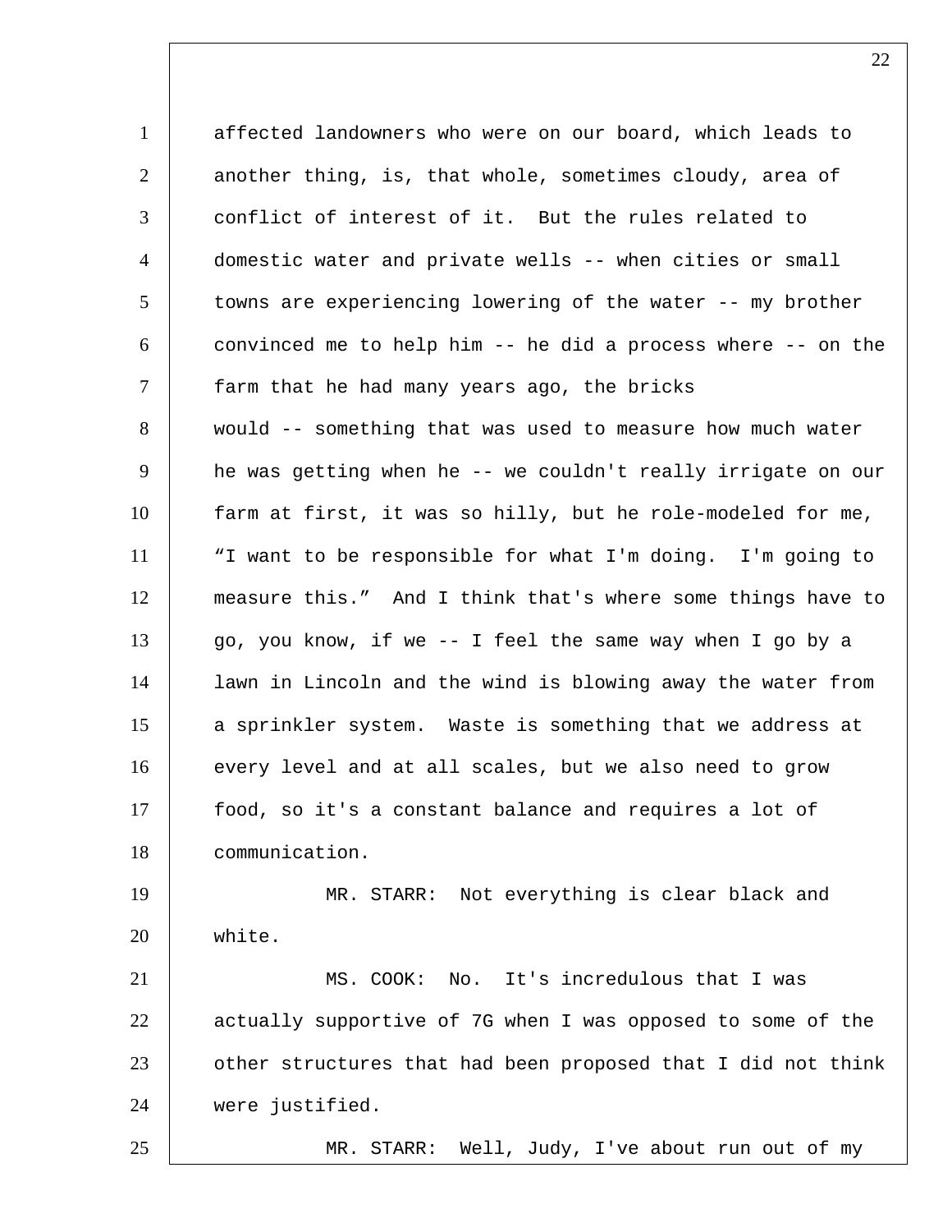affected landowners who were on our board, which leads to another thing, is, that whole, sometimes cloudy, area of conflict of interest of it. But the rules related to domestic water and private wells -- when cities or small towns are experiencing lowering of the water -- my brother convinced me to help him -- he did a process where -- on the farm that he had many years ago, the bricks would -- something that was used to measure how much water he was getting when he -- we couldn't really irrigate on our farm at first, it was so hilly, but he role-modeled for me, “I want to be responsible for what I'm doing. I'm going to measure this.” And I think that's where some things have to go, you know, if we -- I feel the same way when I go by a lawn in Lincoln and the wind is blowing away the water from a sprinkler system. Waste is something that we address at every level and at all scales, but we also need to grow food, so it's a constant balance and requires a lot of communication.

MR. STARR: Not everything is clear black and white.

MS. COOK: No. It's incredulous that I was actually supportive of 7G when I was opposed to some of the other structures that had been proposed that I did not think were justified.

MR. STARR: Well, Judy, I've about run out of my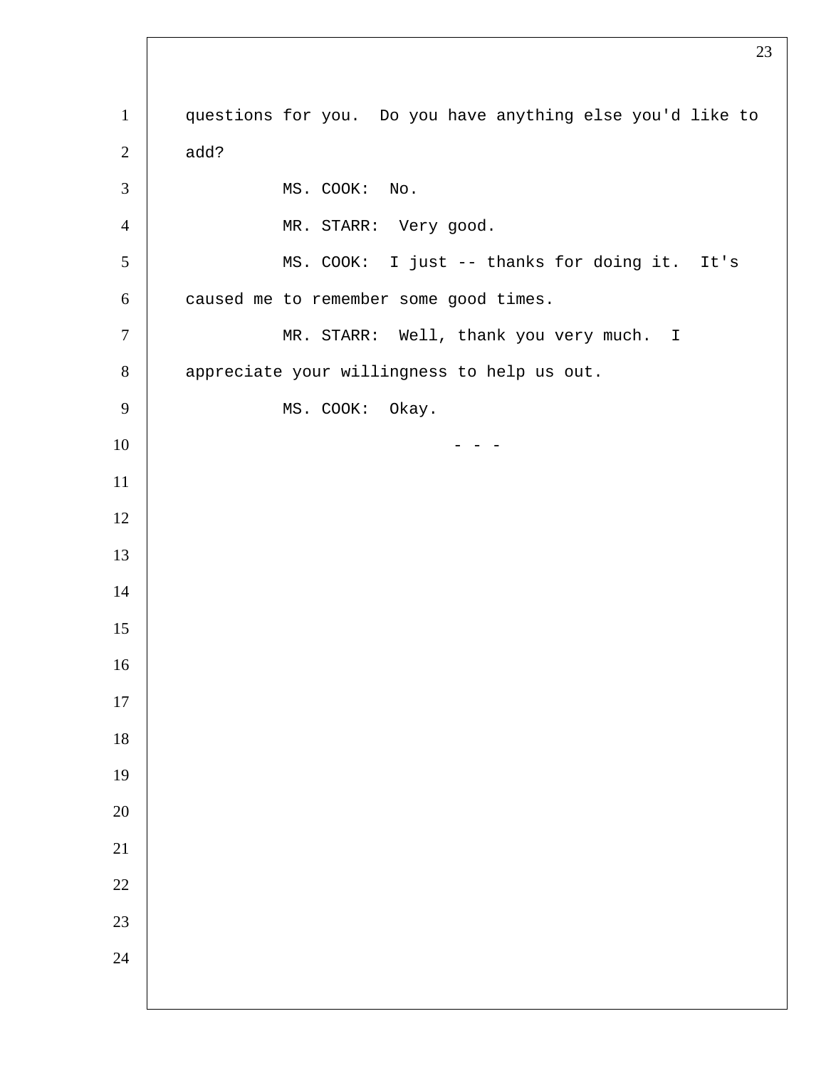questions for you. Do you have anything else you'd like to add?

MS. COOK: No.

MR. STARR: Very good.

MS. COOK: I just -- thanks for doing it. It's caused me to remember some good times.

MR. STARR: Well, thank you very much. I appreciate your willingness to help us out.

MS. COOK: Okay.

\- - -